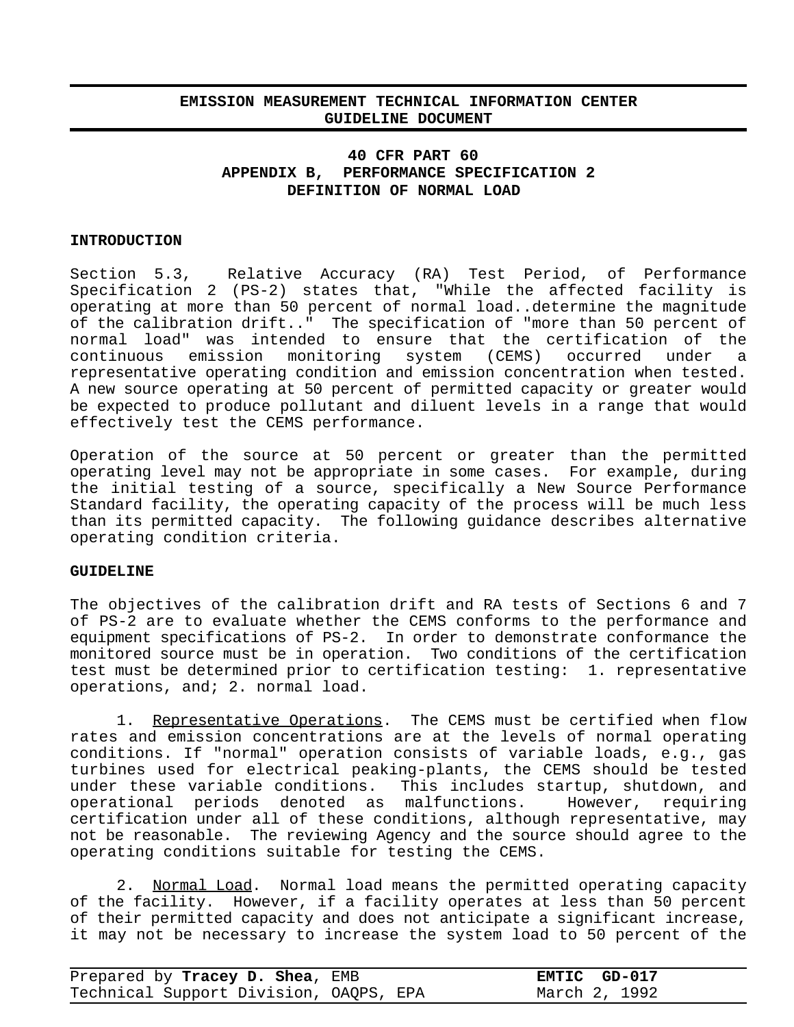**EMISSION MEASUREMENT TECHNICAL INFORMATION CENTER**
**GUIDELINE DOCUMENT**

# 40 CFR PART 60
# APPENDIX B, PERFORMANCE SPECIFICATION 2
# DEFINITION OF NORMAL LOAD

## INTRODUCTION

Section 5.3, Relative Accuracy (RA) Test Period, of Performance Specification 2 (PS-2) states that, "While the affected facility is operating at more than 50 percent of normal load..determine the magnitude of the calibration drift.." The specification of "more than 50 percent of normal load" was intended to ensure that the certification of the continuous emission monitoring system (CEMS) occurred under a representative operating condition and emission concentration when tested. A new source operating at 50 percent of permitted capacity or greater would be expected to produce pollutant and diluent levels in a range that would effectively test the CEMS performance.

Operation of the source at 50 percent or greater than the permitted operating level may not be appropriate in some cases. For example, during the initial testing of a source, specifically a New Source Performance Standard facility, the operating capacity of the process will be much less than its permitted capacity. The following guidance describes alternative operating condition criteria.

## GUIDELINE

The objectives of the calibration drift and RA tests of Sections 6 and 7 of PS-2 are to evaluate whether the CEMS conforms to the performance and equipment specifications of PS-2. In order to demonstrate conformance the monitored source must be in operation. Two conditions of the certification test must be determined prior to certification testing: 1. representative operations, and; 2. normal load.

1. Representative Operations. The CEMS must be certified when flow rates and emission concentrations are at the levels of normal operating conditions. If "normal" operation consists of variable loads, e.g., gas turbines used for electrical peaking-plants, the CEMS should be tested under these variable conditions. This includes startup, shutdown, and operational periods denoted as malfunctions. However, requiring certification under all of these conditions, although representative, may not be reasonable. The reviewing Agency and the source should agree to the operating conditions suitable for testing the CEMS.

2. Normal Load. Normal load means the permitted operating capacity of the facility. However, if a facility operates at less than 50 percent of their permitted capacity and does not anticipate a significant increase, it may not be necessary to increase the system load to 50 percent of the

Prepared by **Tracey D. Shea**, EMB
Technical Support Division, OAQPS, EPA

**EMTIC GD-017**
March 2, 1992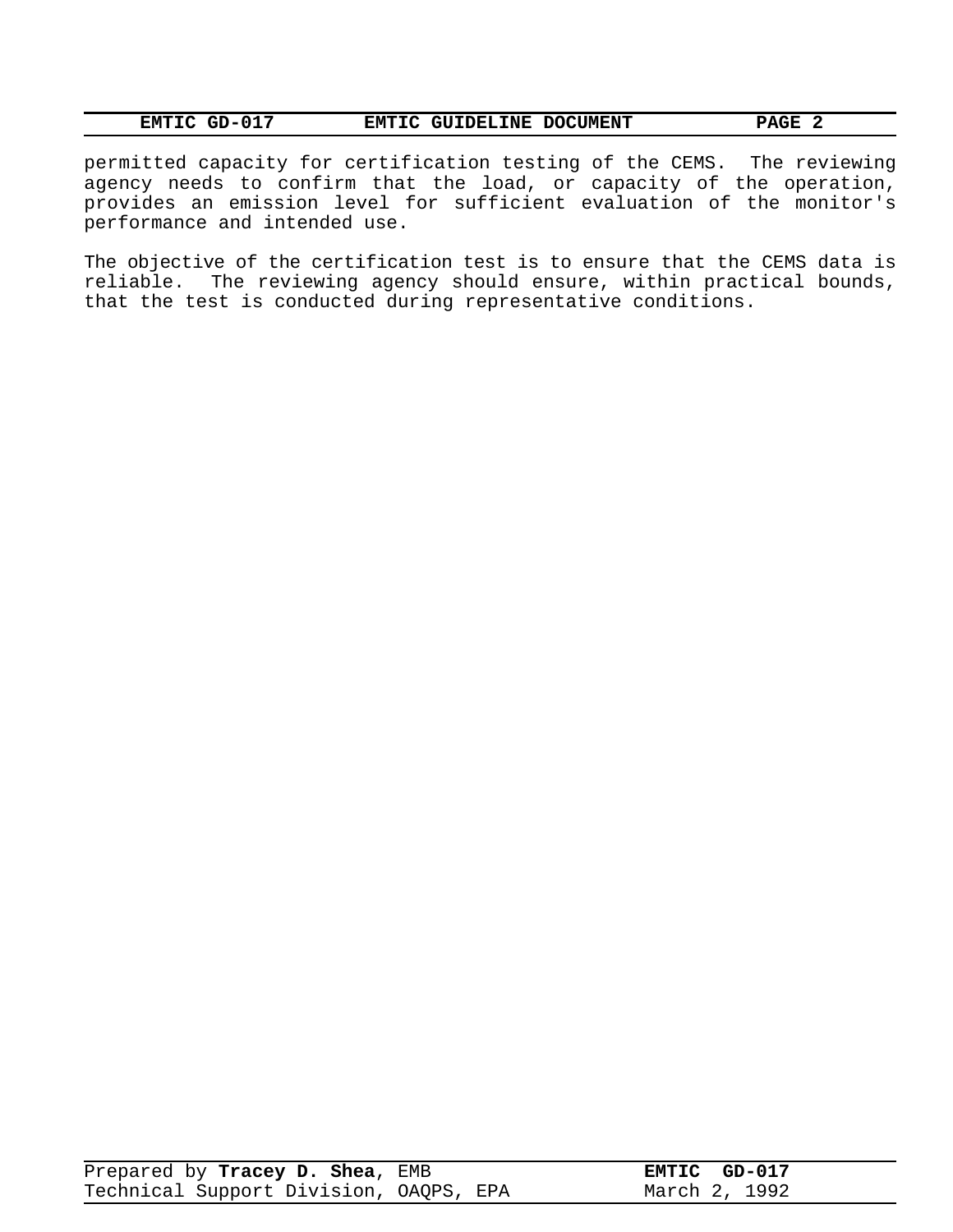permitted capacity for certification testing of the CEMS. The reviewing agency needs to confirm that the load, or capacity of the operation, provides an emission level for sufficient evaluation of the monitor's performance and intended use.

The objective of the certification test is to ensure that the CEMS data is reliable. The reviewing agency should ensure, within practical bounds, that the test is conducted during representative conditions.